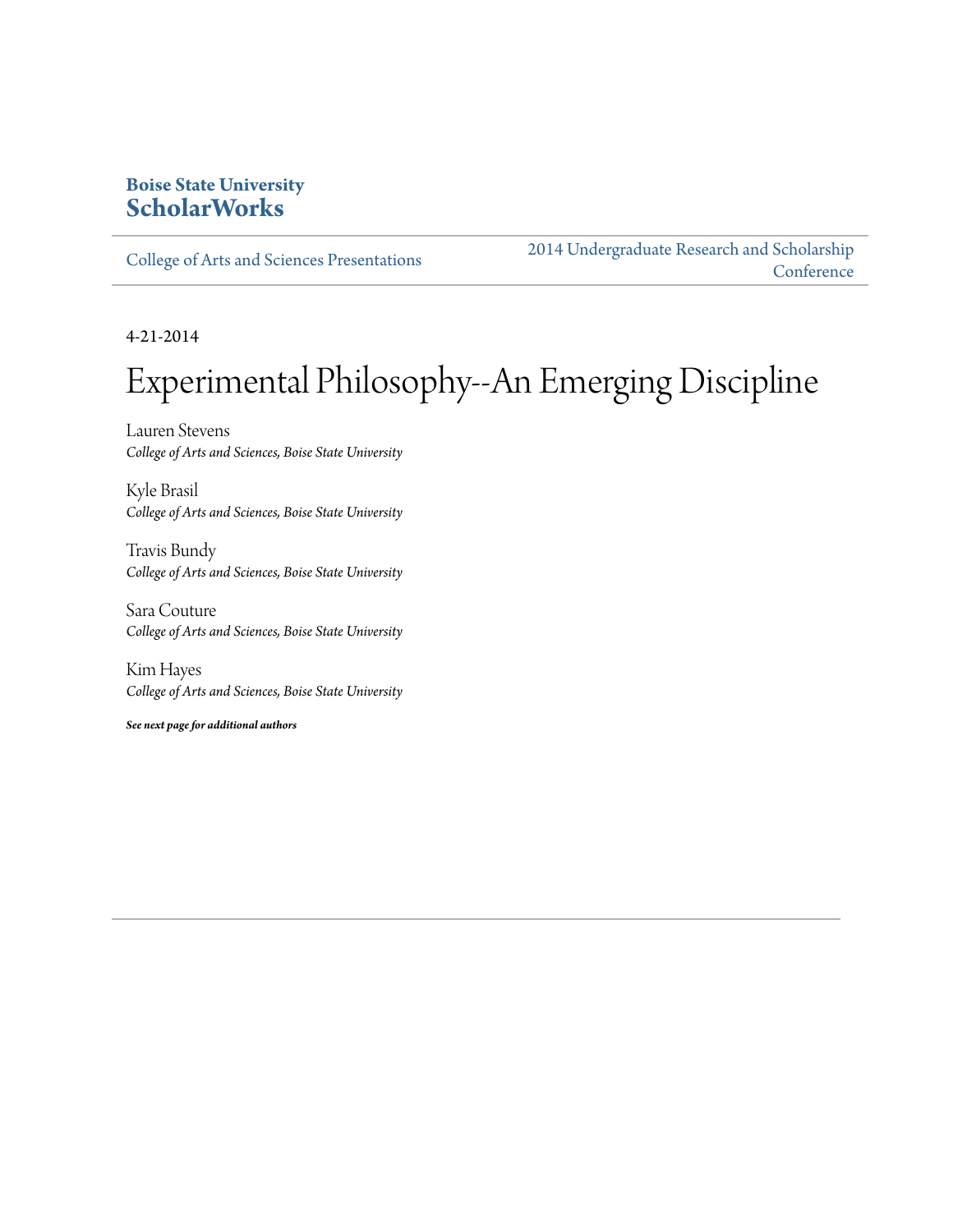**Boise State University**
**ScholarWorks**

College of Arts and Sciences Presentations

2014 Undergraduate Research and Scholarship Conference

4-21-2014

# Experimental Philosophy--An Emerging Discipline

Lauren Stevens
*College of Arts and Sciences, Boise State University*

Kyle Brasil
*College of Arts and Sciences, Boise State University*

Travis Bundy
*College of Arts and Sciences, Boise State University*

Sara Couture
*College of Arts and Sciences, Boise State University*

Kim Hayes
*College of Arts and Sciences, Boise State University*

***See next page for additional authors***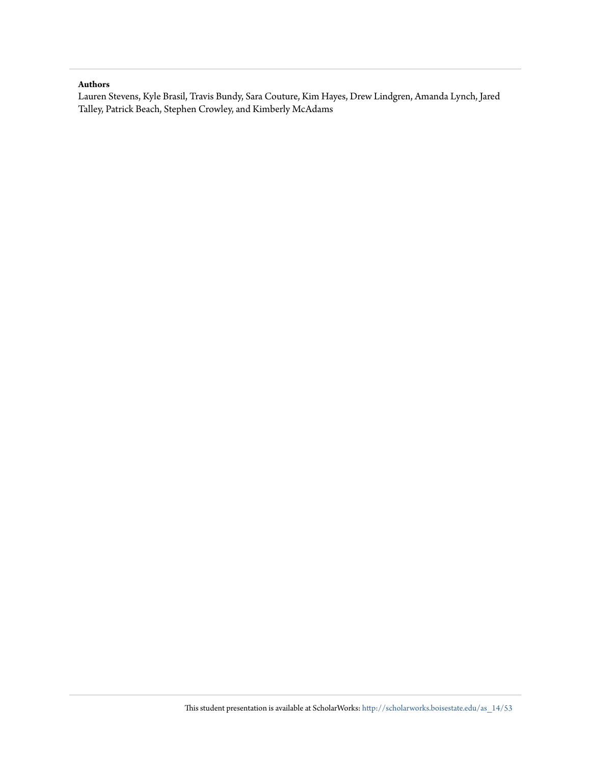**Authors**

Lauren Stevens, Kyle Brasil, Travis Bundy, Sara Couture, Kim Hayes, Drew Lindgren, Amanda Lynch, Jared Talley, Patrick Beach, Stephen Crowley, and Kimberly McAdams

This student presentation is available at ScholarWorks: http://scholarworks.boisestate.edu/as_14/53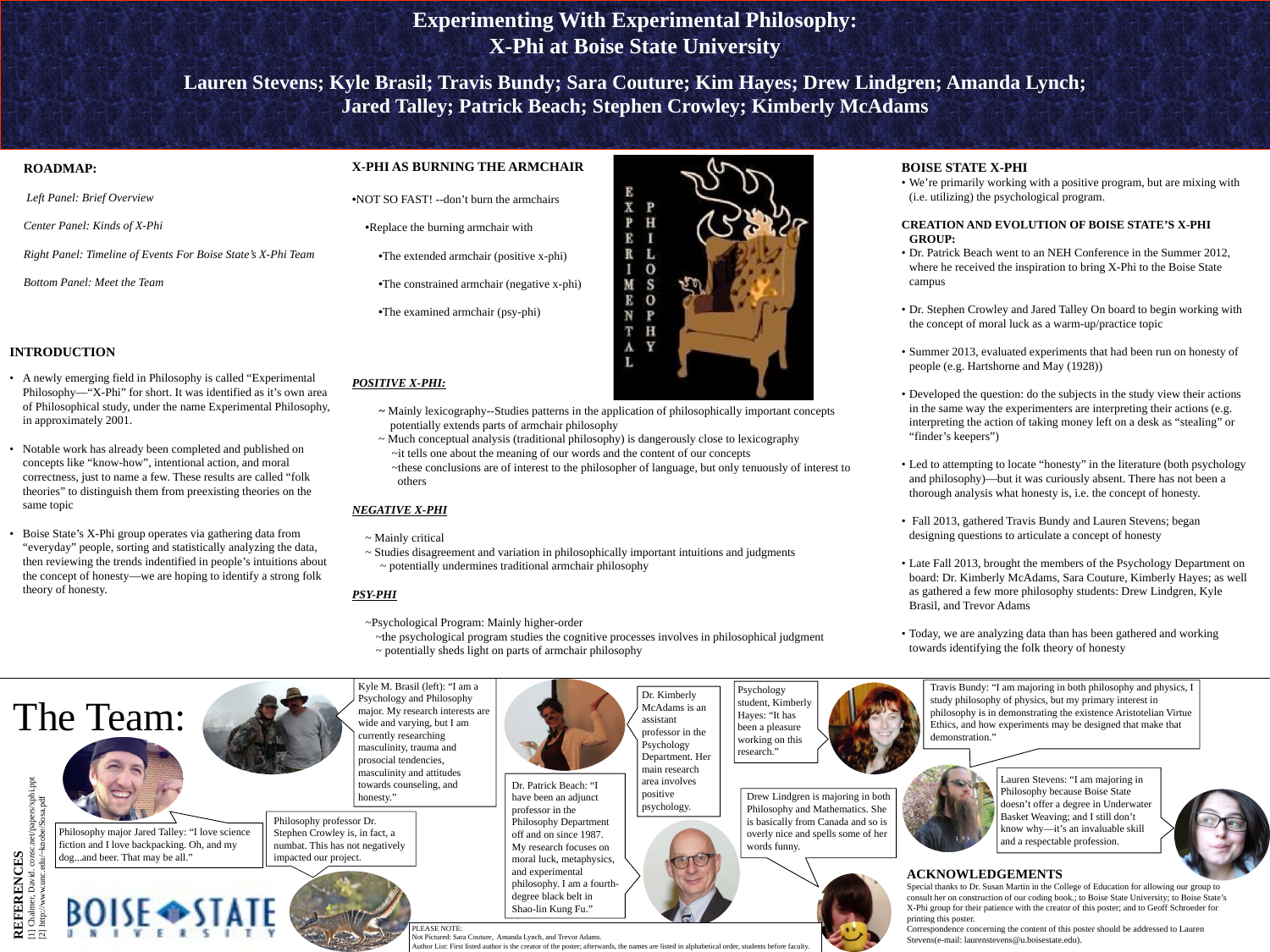# Experimenting With Experimental Philosophy: X-Phi at Boise State University

**Lauren Stevens; Kyle Brasil; Travis Bundy; Sara Couture; Kim Hayes; Drew Lindgren; Amanda Lynch; Jared Talley; Patrick Beach; Stephen Crowley; Kimberly McAdams**

## ROADMAP:

*Left Panel: Brief Overview*

*Center Panel: Kinds of X-Phi*

*Right Panel: Timeline of Events For Boise State's X-Phi Team*

*Bottom Panel: Meet the Team*

## INTRODUCTION

- A newly emerging field in Philosophy is called "Experimental Philosophy—"X-Phi" for short. It was identified as it's own area of Philosophical study, under the name Experimental Philosophy, in approximately 2001.
- Notable work has already been completed and published on concepts like "know-how", intentional action, and moral correctness, just to name a few. These results are called "folk theories" to distinguish them from preexisting theories on the same topic
- Boise State's X-Phi group operates via gathering data from "everyday" people, sorting and statistically analyzing the data, then reviewing the trends indentified in people's intuitions about the concept of honesty—we are hoping to identify a strong folk theory of honesty.

## X-PHI AS BURNING THE ARMCHAIR

•NOT SO FAST! --don't burn the armchairs

•Replace the burning armchair with

•The extended armchair (positive x-phi)

•The constrained armchair (negative x-phi)

•The examined armchair (psy-phi)

EXPERIMENTAL PHILOSOPHY

### *POSITIVE X-PHI:*

~ Mainly lexicography--Studies patterns in the application of philosophically important concepts potentially extends parts of armchair philosophy

~ Much conceptual analysis (traditional philosophy) is dangerously close to lexicography

~it tells one about the meaning of our words and the content of our concepts

~these conclusions are of interest to the philosopher of language, but only tenuously of interest to others

### *NEGATIVE X-PHI*

~ Mainly critical

~ Studies disagreement and variation in philosophically important intuitions and judgments

~ potentially undermines traditional armchair philosophy

### *PSY-PHI*

~Psychological Program: Mainly higher-order

~the psychological program studies the cognitive processes involves in philosophical judgment

~ potentially sheds light on parts of armchair philosophy

## BOISE STATE X-PHI

- We're primarily working with a positive program, but are mixing with (i.e. utilizing) the psychological program.

### CREATION AND EVOLUTION OF BOISE STATE'S X-PHI GROUP:

- Dr. Patrick Beach went to an NEH Conference in the Summer 2012, where he received the inspiration to bring X-Phi to the Boise State campus
- Dr. Stephen Crowley and Jared Talley On board to begin working with the concept of moral luck as a warm-up/practice topic
- Summer 2013, evaluated experiments that had been run on honesty of people (e.g. Hartshorne and May (1928))
- Developed the question: do the subjects in the study view their actions in the same way the experimenters are interpreting their actions (e.g. interpreting the action of taking money left on a desk as "stealing" or "finder's keepers")
- Led to attempting to locate "honesty" in the literature (both psychology and philosophy)—but it was curiously absent. There has not been a thorough analysis what honesty is, i.e. the concept of honesty.
- Fall 2013, gathered Travis Bundy and Lauren Stevens; began designing questions to articulate a concept of honesty
- Late Fall 2013, brought the members of the Psychology Department on board: Dr. Kimberly McAdams, Sara Couture, Kimberly Hayes; as well as gathered a few more philosophy students: Drew Lindgren, Kyle Brasil, and Trevor Adams
- Today, we are analyzing data than has been gathered and working towards identifying the folk theory of honesty

## The Team:

Kyle M. Brasil (left): "I am a Psychology and Philosophy major. My research interests are wide and varying, but I am currently researching masculinity, trauma and prosocial tendencies, masculinity and attitudes towards counseling, and honesty."

Philosophy major Jared Talley: "I love science fiction and I love backpacking. Oh, and my dog...and beer. That may be all."

Philosophy professor Dr. Stephen Crowley is, in fact, a numbat. This has not negatively impacted our project.

Dr. Kimberly McAdams is an assistant professor in the Psychology Department. Her main research area involves positive psychology.

Dr. Patrick Beach: "I have been an adjunct professor in the Philosophy Department off and on since 1987. My research focuses on moral luck, metaphysics, and experimental philosophy. I am a fourth-degree black belt in Shao-lin Kung Fu."

Psychology student, Kimberly Hayes: "It has been a pleasure working on this research."

Drew Lindgren is majoring in both Philosophy and Mathematics. She is basically from Canada and so is overly nice and spells some of her words funny.

Travis Bundy: "I am majoring in both philosophy and physics, I study philosophy of physics, but my primary interest in philosophy is in demonstrating the existence Aristotelian Virtue Ethics, and how experiments may be designed that make that demonstration."

Lauren Stevens: "I am majoring in Philosophy because Boise State doesn't offer a degree in Underwater Basket Weaving; and I still don't know why—it's an invaluable skill and a respectable profession."

PLEASE NOTE:
Not Pictured: Sara Couture, Amanda Lynch, and Trevor Adams.
Author List: First listed author is the creator of the poster; afterwards, the names are listed in alphabetical order, students before faculty.

BOISE STATE UNIVERSITY

## ACKNOWLEDGEMENTS

Special thanks to Dr. Susan Martin in the College of Education for allowing our group to consult her on construction of our coding book.; to Boise State University; to Boise State's X-Phi group for their patience with the creator of this poster; and to Geoff Schroeder for printing this poster.

Correspondence concerning the content of this poster should be addressed to Lauren Stevens(e-mail: laurenstevens@u.boisestate.edu).

## REFERENCES

[1] Chalmer, David. consc.net/papers/xphi.ppt
[2] http://www.unc.edu/~knobe/Sosa.pdf